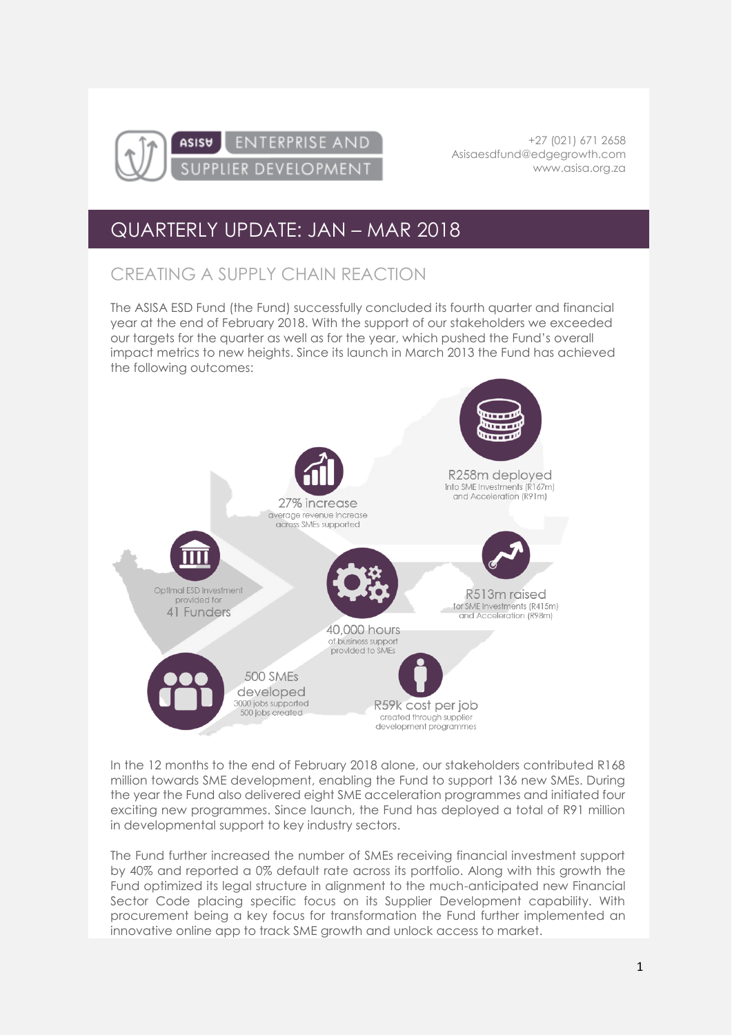ASISA ENTERPRISE AND SUPPLIER DEVELOPMENT

+27 (021) 671 2658
Asisaesdfund@edgegrowth.com
www.asisa.org.za

# QUARTERLY UPDATE: JAN – MAR 2018

## CREATING A SUPPLY CHAIN REACTION

The ASISA ESD Fund (the Fund) successfully concluded its fourth quarter and financial year at the end of February 2018. With the support of our stakeholders we exceeded our targets for the quarter as well as for the year, which pushed the Fund's overall impact metrics to new heights. Since its launch in March 2013 the Fund has achieved the following outcomes:

- **R258m deployed** into SME Investments (R167m) and Acceleration (R91m)
- **27% increase** average revenue increase across SMEs supported
- Optimal ESD investment provided for **41 Funders**
- **R513m raised** for SME Investments (R415m) and Acceleration (R98m)
- **40,000 hours** of business support provided to SMEs
- **500 SMEs developed** 3000 jobs supported 500 jobs created
- **R59k cost per job** created through supplier development programmes

In the 12 months to the end of February 2018 alone, our stakeholders contributed R168 million towards SME development, enabling the Fund to support 136 new SMEs. During the year the Fund also delivered eight SME acceleration programmes and initiated four exciting new programmes. Since launch, the Fund has deployed a total of R91 million in developmental support to key industry sectors.

The Fund further increased the number of SMEs receiving financial investment support by 40% and reported a 0% default rate across its portfolio. Along with this growth the Fund optimized its legal structure in alignment to the much-anticipated new Financial Sector Code placing specific focus on its Supplier Development capability. With procurement being a key focus for transformation the Fund further implemented an innovative online app to track SME growth and unlock access to market.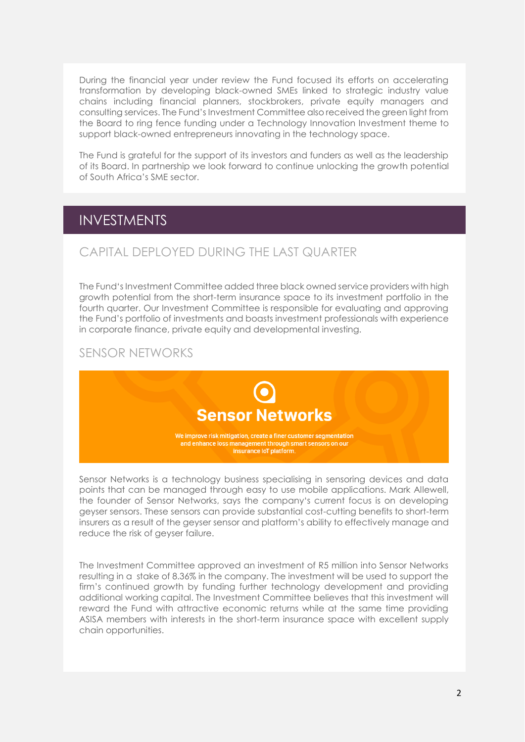During the financial year under review the Fund focused its efforts on accelerating transformation by developing black-owned SMEs linked to strategic industry value chains including financial planners, stockbrokers, private equity managers and consulting services. The Fund's Investment Committee also received the green light from the Board to ring fence funding under a Technology Innovation Investment theme to support black-owned entrepreneurs innovating in the technology space.

The Fund is grateful for the support of its investors and funders as well as the leadership of its Board. In partnership we look forward to continue unlocking the growth potential of South Africa's SME sector.

# INVESTMENTS

## CAPITAL DEPLOYED DURING THE LAST QUARTER

The Fund's Investment Committee added three black owned service providers with high growth potential from the short-term insurance space to its investment portfolio in the fourth quarter. Our Investment Committee is responsible for evaluating and approving the Fund's portfolio of investments and boasts investment professionals with experience in corporate finance, private equity and developmental investing.

## SENSOR NETWORKS

**Sensor Networks**

We improve risk mitigation, create a finer customer segmentation and enhance loss management through smart sensors on our insurance IoT platform.

Sensor Networks is a technology business specialising in sensoring devices and data points that can be managed through easy to use mobile applications. Mark Allewell, the founder of Sensor Networks, says the company's current focus is on developing geyser sensors. These sensors can provide substantial cost-cutting benefits to short-term insurers as a result of the geyser sensor and platform's ability to effectively manage and reduce the risk of geyser failure.

The Investment Committee approved an investment of R5 million into Sensor Networks resulting in a stake of 8.36% in the company. The investment will be used to support the firm's continued growth by funding further technology development and providing additional working capital. The Investment Committee believes that this investment will reward the Fund with attractive economic returns while at the same time providing ASISA members with interests in the short-term insurance space with excellent supply chain opportunities.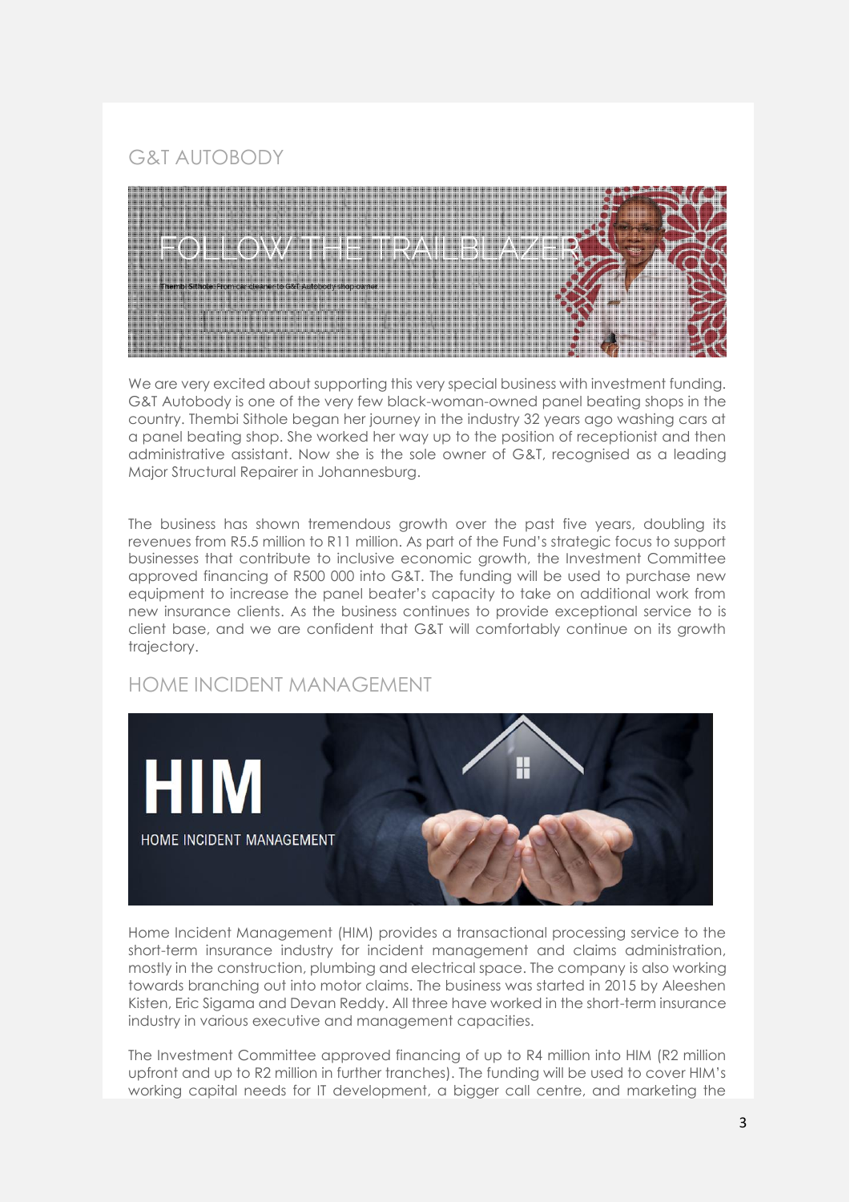## G&T AUTOBODY

We are very excited about supporting this very special business with investment funding. G&T Autobody is one of the very few black-woman-owned panel beating shops in the country. Thembi Sithole began her journey in the industry 32 years ago washing cars at a panel beating shop. She worked her way up to the position of receptionist and then administrative assistant. Now she is the sole owner of G&T, recognised as a leading Major Structural Repairer in Johannesburg.

The business has shown tremendous growth over the past five years, doubling its revenues from R5.5 million to R11 million. As part of the Fund's strategic focus to support businesses that contribute to inclusive economic growth, the Investment Committee approved financing of R500 000 into G&T. The funding will be used to purchase new equipment to increase the panel beater's capacity to take on additional work from new insurance clients. As the business continues to provide exceptional service to is client base, and we are confident that G&T will comfortably continue on its growth trajectory.

## HOME INCIDENT MANAGEMENT

Home Incident Management (HIM) provides a transactional processing service to the short-term insurance industry for incident management and claims administration, mostly in the construction, plumbing and electrical space. The company is also working towards branching out into motor claims. The business was started in 2015 by Aleeshen Kisten, Eric Sigama and Devan Reddy. All three have worked in the short-term insurance industry in various executive and management capacities.

The Investment Committee approved financing of up to R4 million into HIM (R2 million upfront and up to R2 million in further tranches). The funding will be used to cover HIM's working capital needs for IT development, a bigger call centre, and marketing the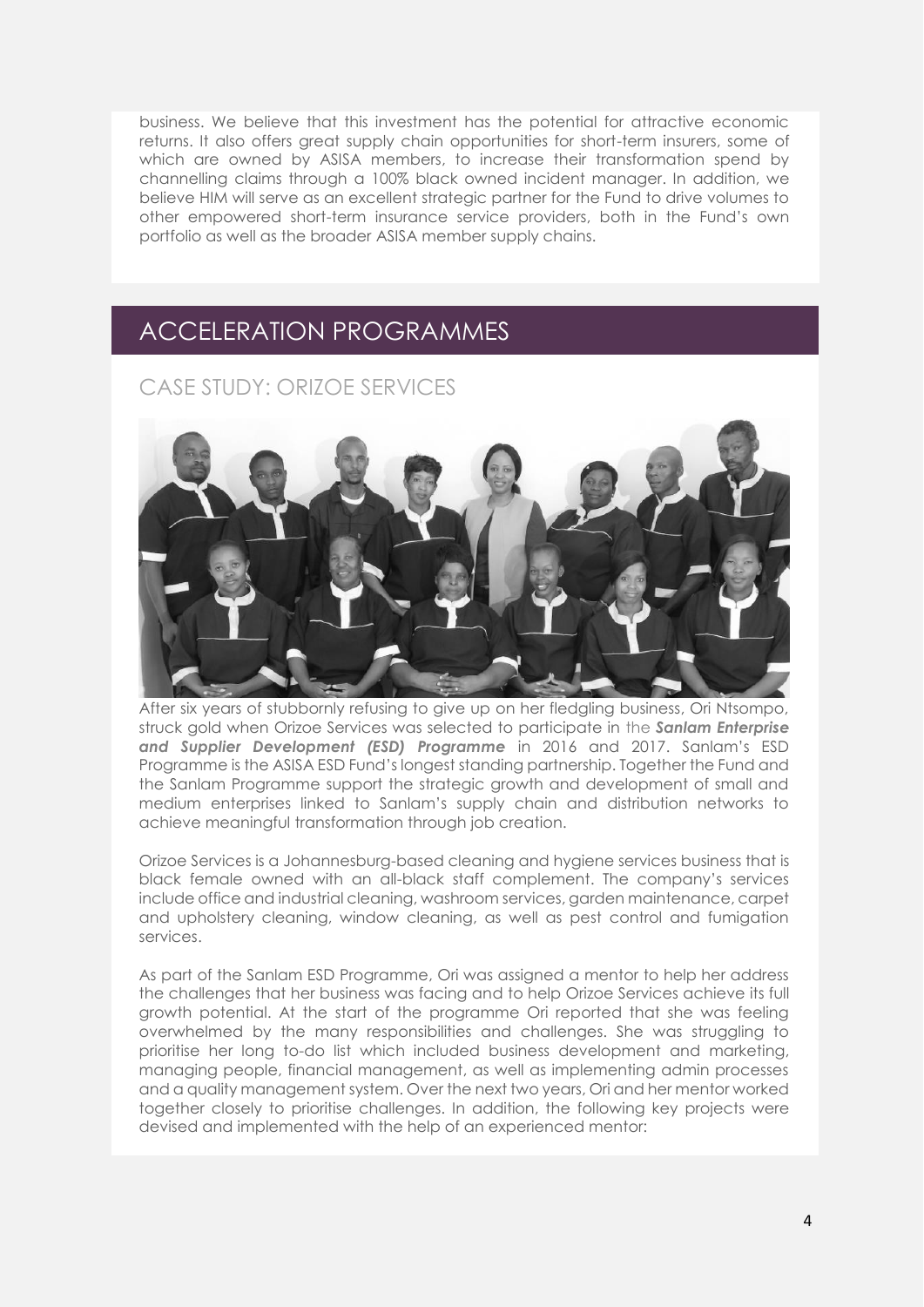business. We believe that this investment has the potential for attractive economic returns. It also offers great supply chain opportunities for short-term insurers, some of which are owned by ASISA members, to increase their transformation spend by channelling claims through a 100% black owned incident manager. In addition, we believe HIM will serve as an excellent strategic partner for the Fund to drive volumes to other empowered short-term insurance service providers, both in the Fund's own portfolio as well as the broader ASISA member supply chains.

## ACCELERATION PROGRAMMES

### CASE STUDY: ORIZOE SERVICES

After six years of stubbornly refusing to give up on her fledgling business, Ori Ntsompo, struck gold when Orizoe Services was selected to participate in the ***Sanlam Enterprise and Supplier Development (ESD) Programme*** in 2016 and 2017. Sanlam's ESD Programme is the ASISA ESD Fund's longest standing partnership. Together the Fund and the Sanlam Programme support the strategic growth and development of small and medium enterprises linked to Sanlam's supply chain and distribution networks to achieve meaningful transformation through job creation.

Orizoe Services is a Johannesburg-based cleaning and hygiene services business that is black female owned with an all-black staff complement. The company's services include office and industrial cleaning, washroom services, garden maintenance, carpet and upholstery cleaning, window cleaning, as well as pest control and fumigation services.

As part of the Sanlam ESD Programme, Ori was assigned a mentor to help her address the challenges that her business was facing and to help Orizoe Services achieve its full growth potential. At the start of the programme Ori reported that she was feeling overwhelmed by the many responsibilities and challenges. She was struggling to prioritise her long to-do list which included business development and marketing, managing people, financial management, as well as implementing admin processes and a quality management system. Over the next two years, Ori and her mentor worked together closely to prioritise challenges. In addition, the following key projects were devised and implemented with the help of an experienced mentor: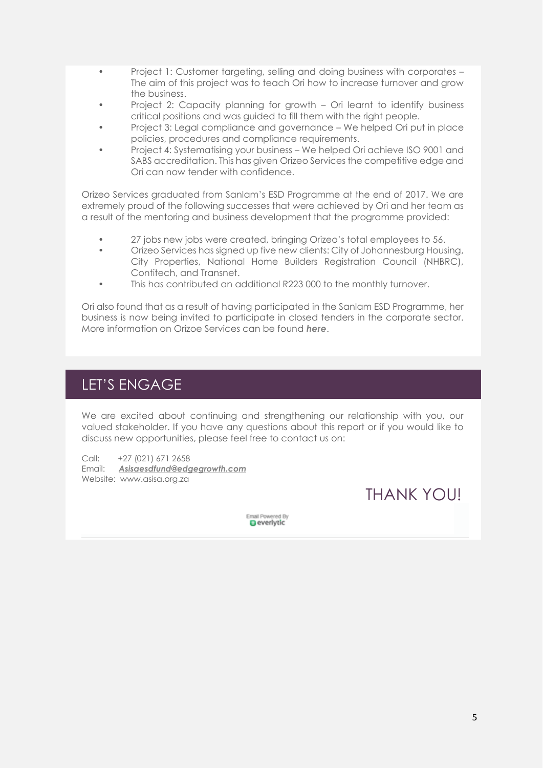- Project 1: Customer targeting, selling and doing business with corporates – The aim of this project was to teach Ori how to increase turnover and grow the business.
- Project 2: Capacity planning for growth – Ori learnt to identify business critical positions and was guided to fill them with the right people.
- Project 3: Legal compliance and governance – We helped Ori put in place policies, procedures and compliance requirements.
- Project 4: Systematising your business – We helped Ori achieve ISO 9001 and SABS accreditation. This has given Orizeo Services the competitive edge and Ori can now tender with confidence.

Orizeo Services graduated from Sanlam's ESD Programme at the end of 2017. We are extremely proud of the following successes that were achieved by Ori and her team as a result of the mentoring and business development that the programme provided:

- 27 jobs new jobs were created, bringing Orizeo's total employees to 56.
- Orizeo Services has signed up five new clients: City of Johannesburg Housing, City Properties, National Home Builders Registration Council (NHBRC), Contitech, and Transnet.
- This has contributed an additional R223 000 to the monthly turnover.

Ori also found that as a result of having participated in the Sanlam ESD Programme, her business is now being invited to participate in closed tenders in the corporate sector. More information on Orizoe Services can be found ***here***.

## LET'S ENGAGE

We are excited about continuing and strengthening our relationship with you, our valued stakeholder. If you have any questions about this report or if you would like to discuss new opportunities, please feel free to contact us on:

Call: +27 (021) 671 2658
Email: ***Asisaesdfund@edgegrowth.com***
Website: www.asisa.org.za

THANK YOU!

Email Powered By everlytic